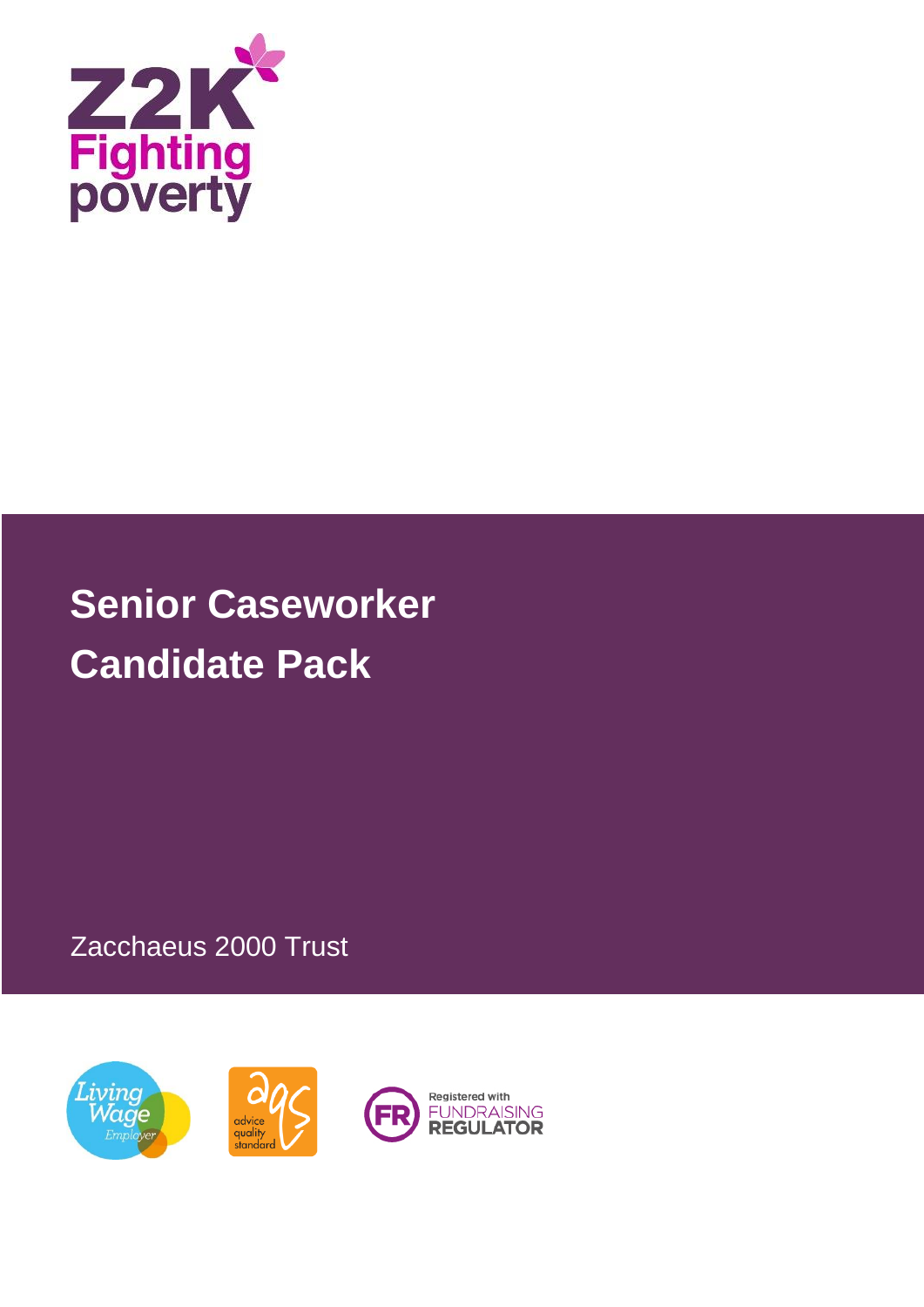Z2K Fighting poverty

# Senior Caseworker Candidate Pack

Zacchaeus 2000 Trust

Living Wage Employer

advice quality standard

Registered with FUNDRAISING REGULATOR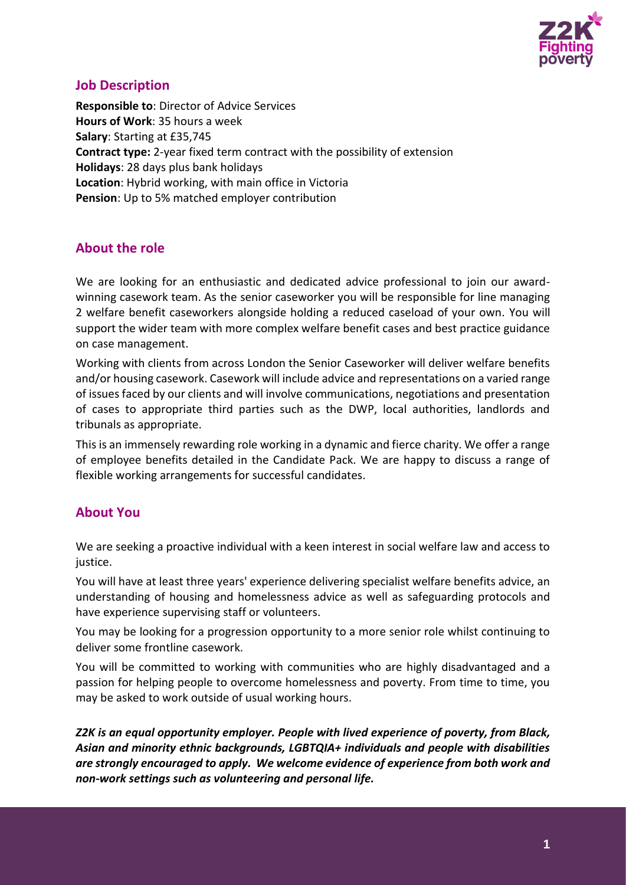## Job Description

**Responsible to**: Director of Advice Services
**Hours of Work**: 35 hours a week
**Salary**: Starting at £35,745
**Contract type:** 2-year fixed term contract with the possibility of extension
**Holidays**: 28 days plus bank holidays
**Location**: Hybrid working, with main office in Victoria
**Pension**: Up to 5% matched employer contribution

## About the role

We are looking for an enthusiastic and dedicated advice professional to join our award-winning casework team. As the senior caseworker you will be responsible for line managing 2 welfare benefit caseworkers alongside holding a reduced caseload of your own. You will support the wider team with more complex welfare benefit cases and best practice guidance on case management.

Working with clients from across London the Senior Caseworker will deliver welfare benefits and/or housing casework. Casework will include advice and representations on a varied range of issues faced by our clients and will involve communications, negotiations and presentation of cases to appropriate third parties such as the DWP, local authorities, landlords and tribunals as appropriate.

This is an immensely rewarding role working in a dynamic and fierce charity. We offer a range of employee benefits detailed in the Candidate Pack. We are happy to discuss a range of flexible working arrangements for successful candidates.

## About You

We are seeking a proactive individual with a keen interest in social welfare law and access to justice.

You will have at least three years' experience delivering specialist welfare benefits advice, an understanding of housing and homelessness advice as well as safeguarding protocols and have experience supervising staff or volunteers.

You may be looking for a progression opportunity to a more senior role whilst continuing to deliver some frontline casework.

You will be committed to working with communities who are highly disadvantaged and a passion for helping people to overcome homelessness and poverty. From time to time, you may be asked to work outside of usual working hours.

***Z2K is an equal opportunity employer. People with lived experience of poverty, from Black, Asian and minority ethnic backgrounds, LGBTQIA+ individuals and people with disabilities are strongly encouraged to apply. We welcome evidence of experience from both work and non-work settings such as volunteering and personal life.***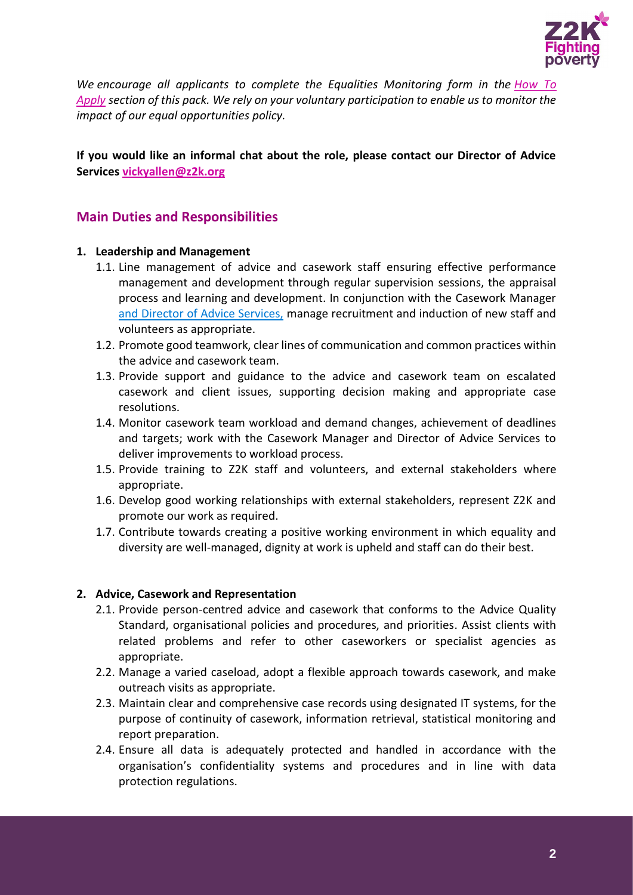*We encourage all applicants to complete the Equalities Monitoring form in the How To Apply section of this pack. We rely on your voluntary participation to enable us to monitor the impact of our equal opportunities policy.*

**If you would like an informal chat about the role, please contact our Director of Advice Services vickyallen@z2k.org**

## Main Duties and Responsibilities

**1. Leadership and Management**

1.1. Line management of advice and casework staff ensuring effective performance management and development through regular supervision sessions, the appraisal process and learning and development. In conjunction with the Casework Manager and Director of Advice Services, manage recruitment and induction of new staff and volunteers as appropriate.

1.2. Promote good teamwork, clear lines of communication and common practices within the advice and casework team.

1.3. Provide support and guidance to the advice and casework team on escalated casework and client issues, supporting decision making and appropriate case resolutions.

1.4. Monitor casework team workload and demand changes, achievement of deadlines and targets; work with the Casework Manager and Director of Advice Services to deliver improvements to workload process.

1.5. Provide training to Z2K staff and volunteers, and external stakeholders where appropriate.

1.6. Develop good working relationships with external stakeholders, represent Z2K and promote our work as required.

1.7. Contribute towards creating a positive working environment in which equality and diversity are well-managed, dignity at work is upheld and staff can do their best.

**2. Advice, Casework and Representation**

2.1. Provide person-centred advice and casework that conforms to the Advice Quality Standard, organisational policies and procedures, and priorities. Assist clients with related problems and refer to other caseworkers or specialist agencies as appropriate.

2.2. Manage a varied caseload, adopt a flexible approach towards casework, and make outreach visits as appropriate.

2.3. Maintain clear and comprehensive case records using designated IT systems, for the purpose of continuity of casework, information retrieval, statistical monitoring and report preparation.

2.4. Ensure all data is adequately protected and handled in accordance with the organisation's confidentiality systems and procedures and in line with data protection regulations.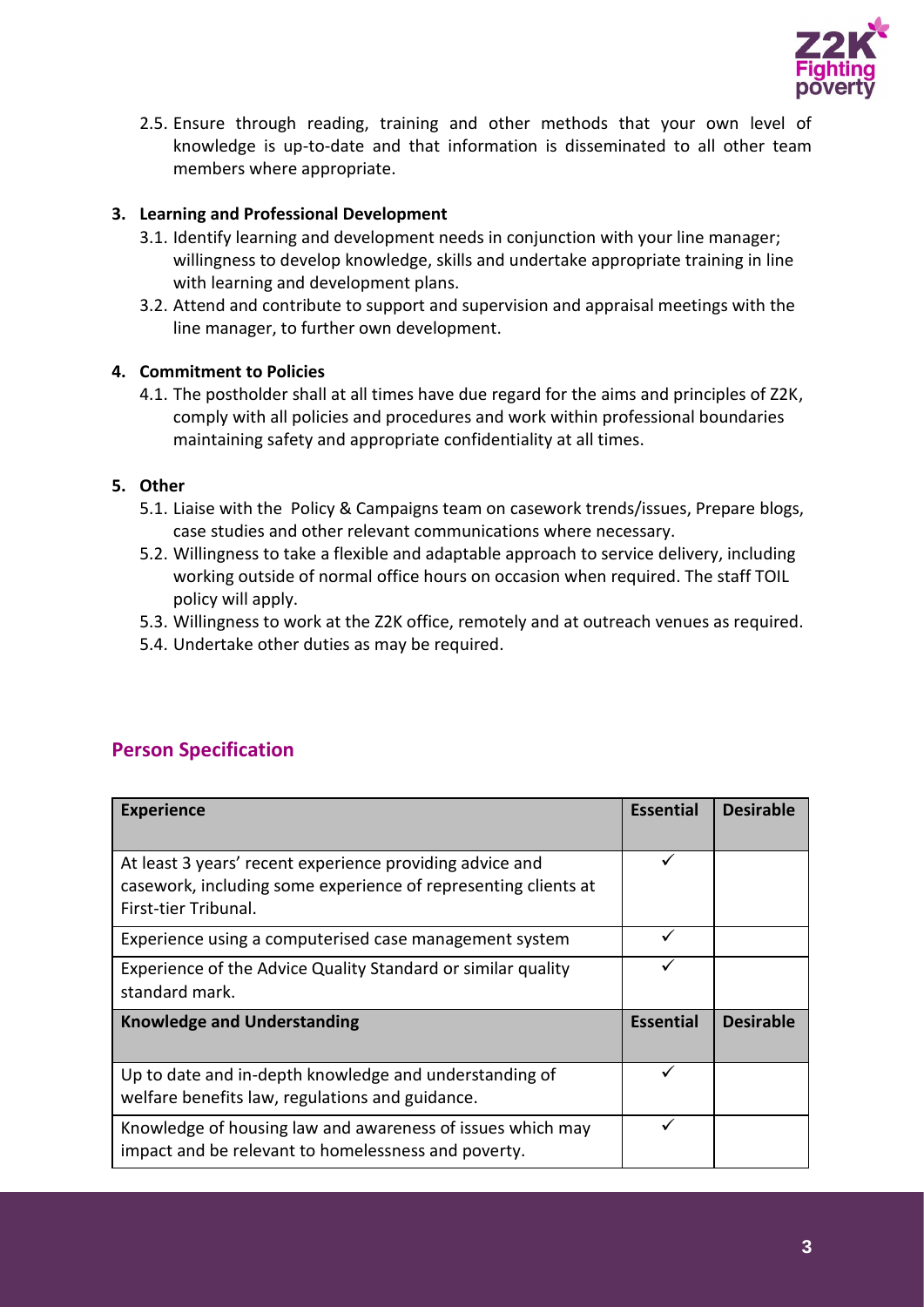2.5. Ensure through reading, training and other methods that your own level of knowledge is up-to-date and that information is disseminated to all other team members where appropriate.

**3. Learning and Professional Development**

3.1. Identify learning and development needs in conjunction with your line manager; willingness to develop knowledge, skills and undertake appropriate training in line with learning and development plans.

3.2. Attend and contribute to support and supervision and appraisal meetings with the line manager, to further own development.

**4. Commitment to Policies**

4.1. The postholder shall at all times have due regard for the aims and principles of Z2K, comply with all policies and procedures and work within professional boundaries maintaining safety and appropriate confidentiality at all times.

**5. Other**

5.1. Liaise with the Policy & Campaigns team on casework trends/issues, Prepare blogs, case studies and other relevant communications where necessary.

5.2. Willingness to take a flexible and adaptable approach to service delivery, including working outside of normal office hours on occasion when required. The staff TOIL policy will apply.

5.3. Willingness to work at the Z2K office, remotely and at outreach venues as required.

5.4. Undertake other duties as may be required.

## Person Specification

| **Experience** | **Essential** | **Desirable** |
|---|---|---|
| At least 3 years' recent experience providing advice and casework, including some experience of representing clients at First-tier Tribunal. | ✓ | |
| Experience using a computerised case management system | ✓ | |
| Experience of the Advice Quality Standard or similar quality standard mark. | ✓ | |
| **Knowledge and Understanding** | **Essential** | **Desirable** |
| Up to date and in-depth knowledge and understanding of welfare benefits law, regulations and guidance. | ✓ | |
| Knowledge of housing law and awareness of issues which may impact and be relevant to homelessness and poverty. | ✓ | |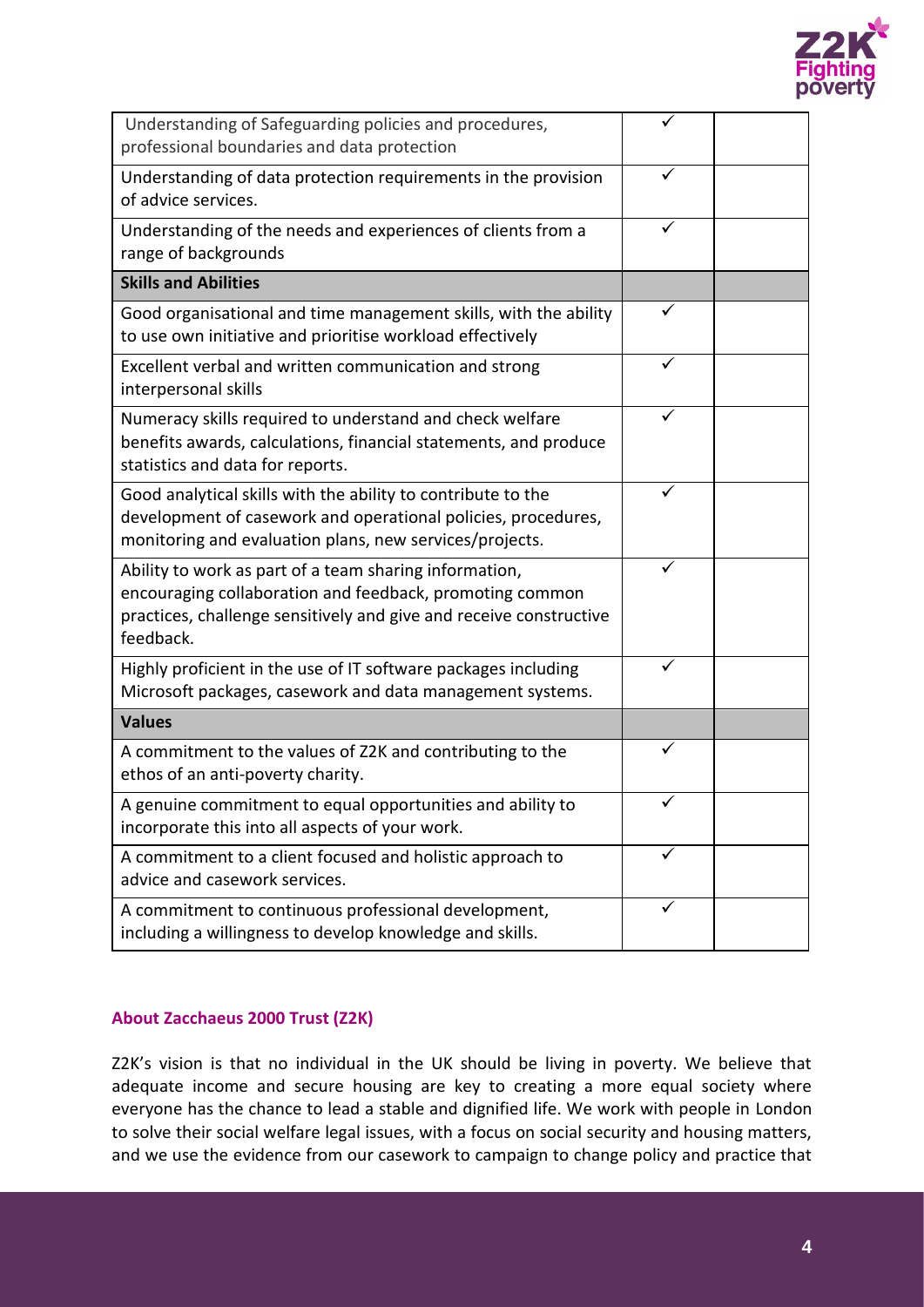| | | |
|---|---|---|
| Understanding of Safeguarding policies and procedures, professional boundaries and data protection | ✓ | |
| Understanding of data protection requirements in the provision of advice services. | ✓ | |
| Understanding of the needs and experiences of clients from a range of backgrounds | ✓ | |
| **Skills and Abilities** | | |
| Good organisational and time management skills, with the ability to use own initiative and prioritise workload effectively | ✓ | |
| Excellent verbal and written communication and strong interpersonal skills | ✓ | |
| Numeracy skills required to understand and check welfare benefits awards, calculations, financial statements, and produce statistics and data for reports. | ✓ | |
| Good analytical skills with the ability to contribute to the development of casework and operational policies, procedures, monitoring and evaluation plans, new services/projects. | ✓ | |
| Ability to work as part of a team sharing information, encouraging collaboration and feedback, promoting common practices, challenge sensitively and give and receive constructive feedback. | ✓ | |
| Highly proficient in the use of IT software packages including Microsoft packages, casework and data management systems. | ✓ | |
| **Values** | | |
| A commitment to the values of Z2K and contributing to the ethos of an anti-poverty charity. | ✓ | |
| A genuine commitment to equal opportunities and ability to incorporate this into all aspects of your work. | ✓ | |
| A commitment to a client focused and holistic approach to advice and casework services. | ✓ | |
| A commitment to continuous professional development, including a willingness to develop knowledge and skills. | ✓ | |

### About Zacchaeus 2000 Trust (Z2K)

Z2K's vision is that no individual in the UK should be living in poverty. We believe that adequate income and secure housing are key to creating a more equal society where everyone has the chance to lead a stable and dignified life. We work with people in London to solve their social welfare legal issues, with a focus on social security and housing matters, and we use the evidence from our casework to campaign to change policy and practice that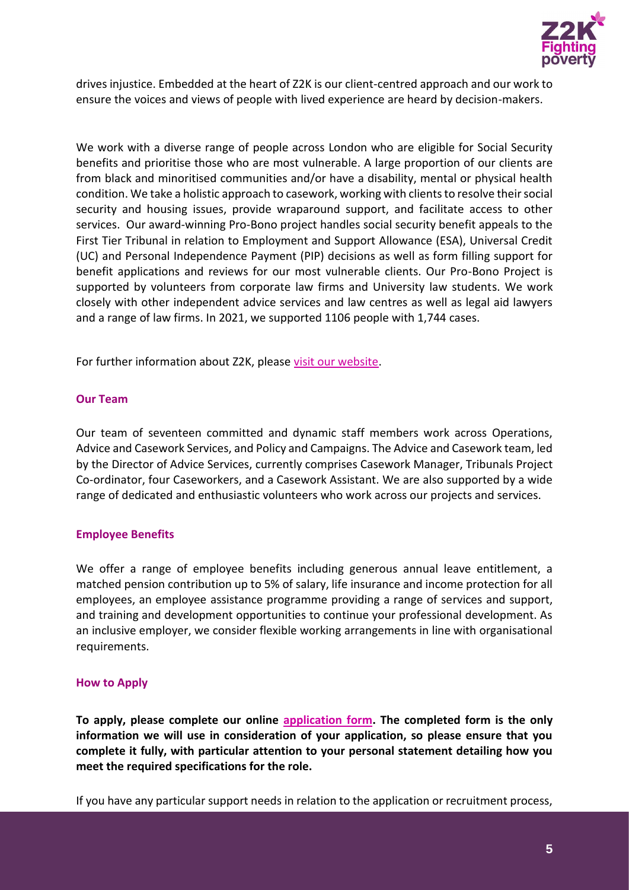drives injustice. Embedded at the heart of Z2K is our client-centred approach and our work to ensure the voices and views of people with lived experience are heard by decision-makers.

We work with a diverse range of people across London who are eligible for Social Security benefits and prioritise those who are most vulnerable. A large proportion of our clients are from black and minoritised communities and/or have a disability, mental or physical health condition. We take a holistic approach to casework, working with clients to resolve their social security and housing issues, provide wraparound support, and facilitate access to other services. Our award-winning Pro-Bono project handles social security benefit appeals to the First Tier Tribunal in relation to Employment and Support Allowance (ESA), Universal Credit (UC) and Personal Independence Payment (PIP) decisions as well as form filling support for benefit applications and reviews for our most vulnerable clients. Our Pro-Bono Project is supported by volunteers from corporate law firms and University law students. We work closely with other independent advice services and law centres as well as legal aid lawyers and a range of law firms. In 2021, we supported 1106 people with 1,744 cases.

For further information about Z2K, please visit our website.

### Our Team

Our team of seventeen committed and dynamic staff members work across Operations, Advice and Casework Services, and Policy and Campaigns. The Advice and Casework team, led by the Director of Advice Services, currently comprises Casework Manager, Tribunals Project Co-ordinator, four Caseworkers, and a Casework Assistant. We are also supported by a wide range of dedicated and enthusiastic volunteers who work across our projects and services.

### Employee Benefits

We offer a range of employee benefits including generous annual leave entitlement, a matched pension contribution up to 5% of salary, life insurance and income protection for all employees, an employee assistance programme providing a range of services and support, and training and development opportunities to continue your professional development. As an inclusive employer, we consider flexible working arrangements in line with organisational requirements.

### How to Apply

**To apply, please complete our online application form. The completed form is the only information we will use in consideration of your application, so please ensure that you complete it fully, with particular attention to your personal statement detailing how you meet the required specifications for the role.**

If you have any particular support needs in relation to the application or recruitment process,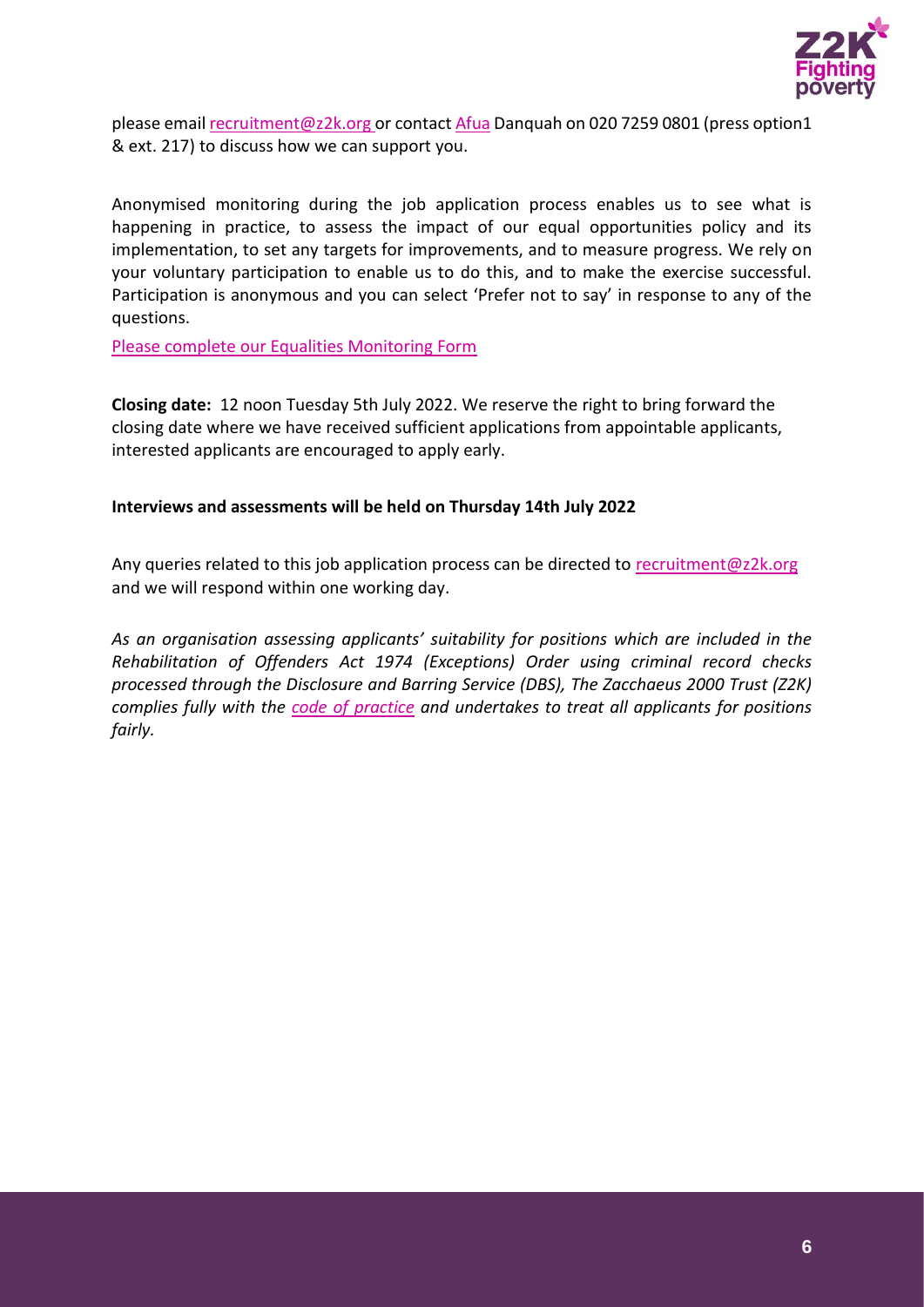please email recruitment@z2k.org or contact Afua Danquah on 020 7259 0801 (press option1 & ext. 217) to discuss how we can support you.

Anonymised monitoring during the job application process enables us to see what is happening in practice, to assess the impact of our equal opportunities policy and its implementation, to set any targets for improvements, and to measure progress. We rely on your voluntary participation to enable us to do this, and to make the exercise successful. Participation is anonymous and you can select 'Prefer not to say' in response to any of the questions.

Please complete our Equalities Monitoring Form

**Closing date:** 12 noon Tuesday 5th July 2022. We reserve the right to bring forward the closing date where we have received sufficient applications from appointable applicants, interested applicants are encouraged to apply early.

**Interviews and assessments will be held on Thursday 14th July 2022**

Any queries related to this job application process can be directed to recruitment@z2k.org and we will respond within one working day.

*As an organisation assessing applicants' suitability for positions which are included in the Rehabilitation of Offenders Act 1974 (Exceptions) Order using criminal record checks processed through the Disclosure and Barring Service (DBS), The Zacchaeus 2000 Trust (Z2K) complies fully with the code of practice and undertakes to treat all applicants for positions fairly.*